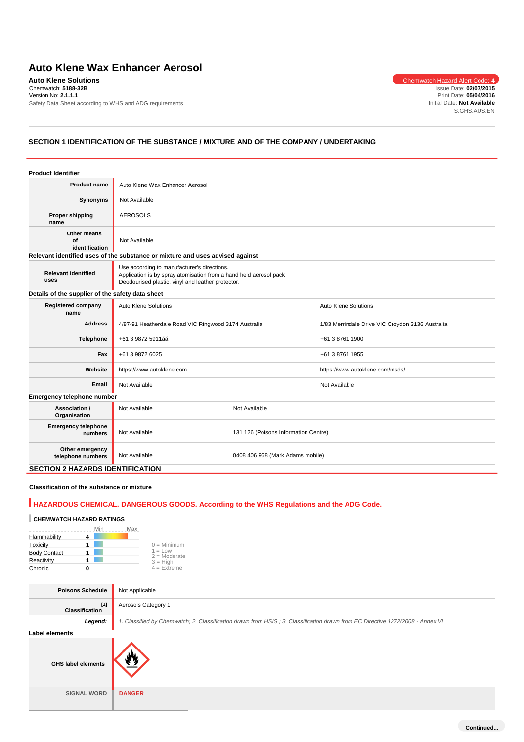# Auto Klene Wax Enhancer Aerosol

**Auto Klene Solutions**
Chemwatch: **5188-32B**
Version No: **2.1.1.1**
Safety Data Sheet according to WHS and ADG requirements

Chemwatch Hazard Alert Code: **4**
Issue Date: **02/07/2015**
Print Date: **05/04/2016**
Initial Date: **Not Available**
S.GHS.AUS.EN

## SECTION 1 IDENTIFICATION OF THE SUBSTANCE / MIXTURE AND OF THE COMPANY / UNDERTAKING

### Product Identifier

| | |
|---|---|
| **Product name** | Auto Klene Wax Enhancer Aerosol |
| **Synonyms** | Not Available |
| **Proper shipping name** | AEROSOLS |
| **Other means of identification** | Not Available |

### Relevant identified uses of the substance or mixture and uses advised against

| | |
|---|---|
| **Relevant identified uses** | Use according to manufacturer's directions.<br>Application is by spray atomisation from a hand held aerosol pack<br>Deodourised plastic, vinyl and leather protector. |

### Details of the supplier of the safety data sheet

| | | |
|---|---|---|
| **Registered company name** | Auto Klene Solutions | Auto Klene Solutions |
| **Address** | 4/87-91 Heatherdale Road VIC Ringwood 3174 Australia | 1/83 Merrindale Drive VIC Croydon 3136 Australia |
| **Telephone** | +61 3 9872 5911áá | +61 3 8761 1900 |
| **Fax** | +61 3 9872 6025 | +61 3 8761 1955 |
| **Website** | https://www.autoklene.com | https://www.autoklene.com/msds/ |
| **Email** | Not Available | Not Available |

### Emergency telephone number

| | | |
|---|---|---|
| **Association / Organisation** | Not Available | Not Available |
| **Emergency telephone numbers** | Not Available | 131 126 (Poisons Information Centre) |
| **Other emergency telephone numbers** | Not Available | 0408 406 968 (Mark Adams mobile) |

## SECTION 2 HAZARDS IDENTIFICATION

### Classification of the substance or mixture

**HAZARDOUS CHEMICAL. DANGEROUS GOODS. According to the WHS Regulations and the ADG Code.**

**CHEMWATCH HAZARD RATINGS**

| | | Min | Max |
|---|---|---|---|
| Flammability | 4 | | |
| Toxicity | 1 | | |
| Body Contact | 1 | | |
| Reactivity | 1 | | |
| Chronic | 0 | | |

0 = Minimum
1 = Low
2 = Moderate
3 = High
4 = Extreme

| | |
|---|---|
| **Poisons Schedule** | Not Applicable |
| **Classification [1]** | Aerosols Category 1 |
| ***Legend:*** | *1. Classified by Chemwatch; 2. Classification drawn from HSIS ; 3. Classification drawn from EC Directive 1272/2008 - Annex VI* |

### Label elements

| | |
|---|---|
| **GHS label elements** | |
| **SIGNAL WORD** | **DANGER** |

**Continued...**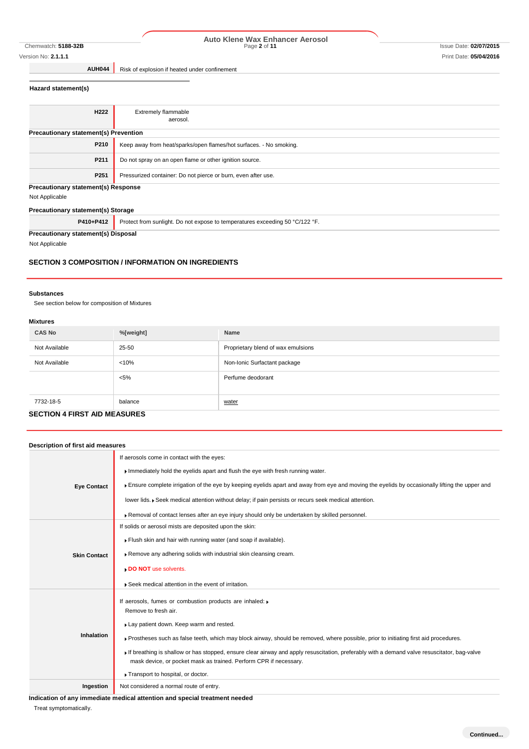| | |
|---|---|
| AUH044 | Risk of explosion if heated under confinement |

**Hazard statement(s)**

| | |
|---|---|
| H222 | Extremely flammable aerosol. |

**Precautionary statement(s) Prevention**

| | |
|---|---|
| P210 | Keep away from heat/sparks/open flames/hot surfaces. - No smoking. |
| P211 | Do not spray on an open flame or other ignition source. |
| P251 | Pressurized container: Do not pierce or burn, even after use. |

**Precautionary statement(s) Response**

Not Applicable

**Precautionary statement(s) Storage**

| | |
|---|---|
| P410+P412 | Protect from sunlight. Do not expose to temperatures exceeding 50 °C/122 °F. |

**Precautionary statement(s) Disposal**

Not Applicable

## SECTION 3 COMPOSITION / INFORMATION ON INGREDIENTS

**Substances**

See section below for composition of Mixtures

**Mixtures**

| CAS No | %[weight] | Name |
|---|---|---|
| Not Available | 25-50 | Proprietary blend of wax emulsions |
| Not Available | <10% | Non-Ionic Surfactant package |
| | <5% | Perfume deodorant |
| 7732-18-5 | balance | water |

## SECTION 4 FIRST AID MEASURES

**Description of first aid measures**

| | |
|---|---|
| Eye Contact | If aerosols come in contact with the eyes:<br>▸ Immediately hold the eyelids apart and flush the eye with fresh running water.<br>▸ Ensure complete irrigation of the eye by keeping eyelids apart and away from eye and moving the eyelids by occasionally lifting the upper and lower lids. ▸ Seek medical attention without delay; if pain persists or recurs seek medical attention.<br>▸ Removal of contact lenses after an eye injury should only be undertaken by skilled personnel. |
| Skin Contact | If solids or aerosol mists are deposited upon the skin:<br>▸ Flush skin and hair with running water (and soap if available).<br>▸ Remove any adhering solids with industrial skin cleansing cream.<br>▸ **DO NOT** use solvents.<br>▸ Seek medical attention in the event of irritation. |
| Inhalation | If aerosols, fumes or combustion products are inhaled: ▸ Remove to fresh air.<br>▸ Lay patient down. Keep warm and rested.<br>▸ Prostheses such as false teeth, which may block airway, should be removed, where possible, prior to initiating first aid procedures.<br>▸ If breathing is shallow or has stopped, ensure clear airway and apply resuscitation, preferably with a demand valve resuscitator, bag-valve mask device, or pocket mask as trained. Perform CPR if necessary.<br>▸ Transport to hospital, or doctor. |
| Ingestion | Not considered a normal route of entry. |

**Indication of any immediate medical attention and special treatment needed**

Treat symptomatically.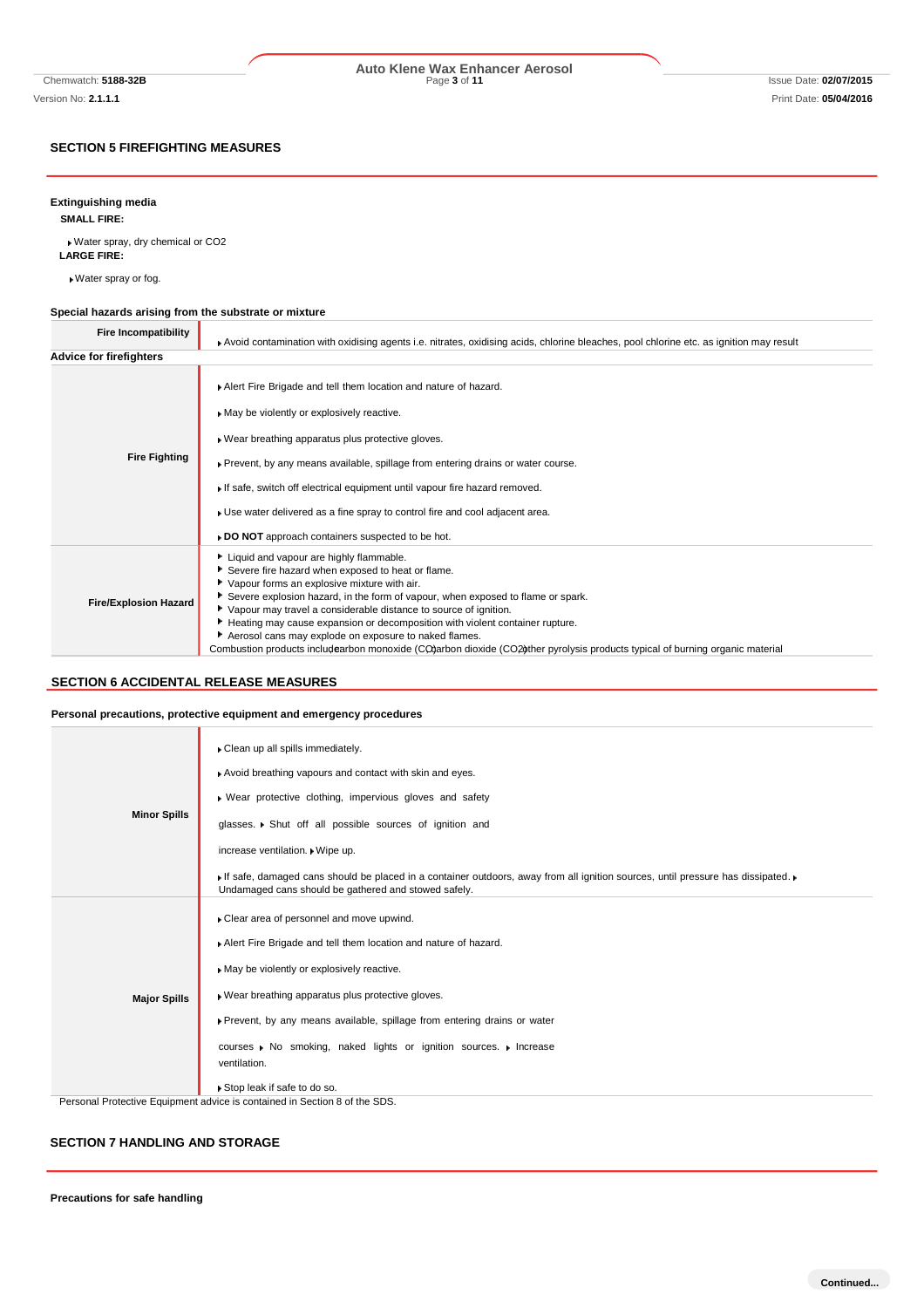## SECTION 5 FIREFIGHTING MEASURES

### Extinguishing media

**SMALL FIRE:**

- Water spray, dry chemical or CO2

**LARGE FIRE:**

- Water spray or fog.

### Special hazards arising from the substrate or mixture

| | |
|---|---|
| **Fire Incompatibility** | Avoid contamination with oxidising agents i.e. nitrates, oxidising acids, chlorine bleaches, pool chlorine etc. as ignition may result |

### Advice for firefighters

| | |
|---|---|
| **Fire Fighting** | Alert Fire Brigade and tell them location and nature of hazard.<br>May be violently or explosively reactive.<br>Wear breathing apparatus plus protective gloves.<br>Prevent, by any means available, spillage from entering drains or water course.<br>If safe, switch off electrical equipment until vapour fire hazard removed.<br>Use water delivered as a fine spray to control fire and cool adjacent area.<br>**DO NOT** approach containers suspected to be hot. |
| **Fire/Explosion Hazard** | Liquid and vapour are highly flammable.<br>Severe fire hazard when exposed to heat or flame.<br>Vapour forms an explosive mixture with air.<br>Severe explosion hazard, in the form of vapour, when exposed to flame or spark.<br>Vapour may travel a considerable distance to source of ignition.<br>Heating may cause expansion or decomposition with violent container rupture.<br>Aerosol cans may explode on exposure to naked flames.<br>Combustion products include: carbon monoxide (CO) carbon dioxide ($CO_2$) other pyrolysis products typical of burning organic material |

## SECTION 6 ACCIDENTAL RELEASE MEASURES

### Personal precautions, protective equipment and emergency procedures

| | |
|---|---|
| **Minor Spills** | Clean up all spills immediately.<br>Avoid breathing vapours and contact with skin and eyes.<br>Wear protective clothing, impervious gloves and safety glasses. Shut off all possible sources of ignition and increase ventilation. Wipe up.<br>If safe, damaged cans should be placed in a container outdoors, away from all ignition sources, until pressure has dissipated. Undamaged cans should be gathered and stowed safely. |
| **Major Spills** | Clear area of personnel and move upwind.<br>Alert Fire Brigade and tell them location and nature of hazard.<br>May be violently or explosively reactive.<br>Wear breathing apparatus plus protective gloves.<br>Prevent, by any means available, spillage from entering drains or water courses No smoking, naked lights or ignition sources. Increase ventilation.<br>Stop leak if safe to do so. |

Personal Protective Equipment advice is contained in Section 8 of the SDS.

## SECTION 7 HANDLING AND STORAGE

### Precautions for safe handling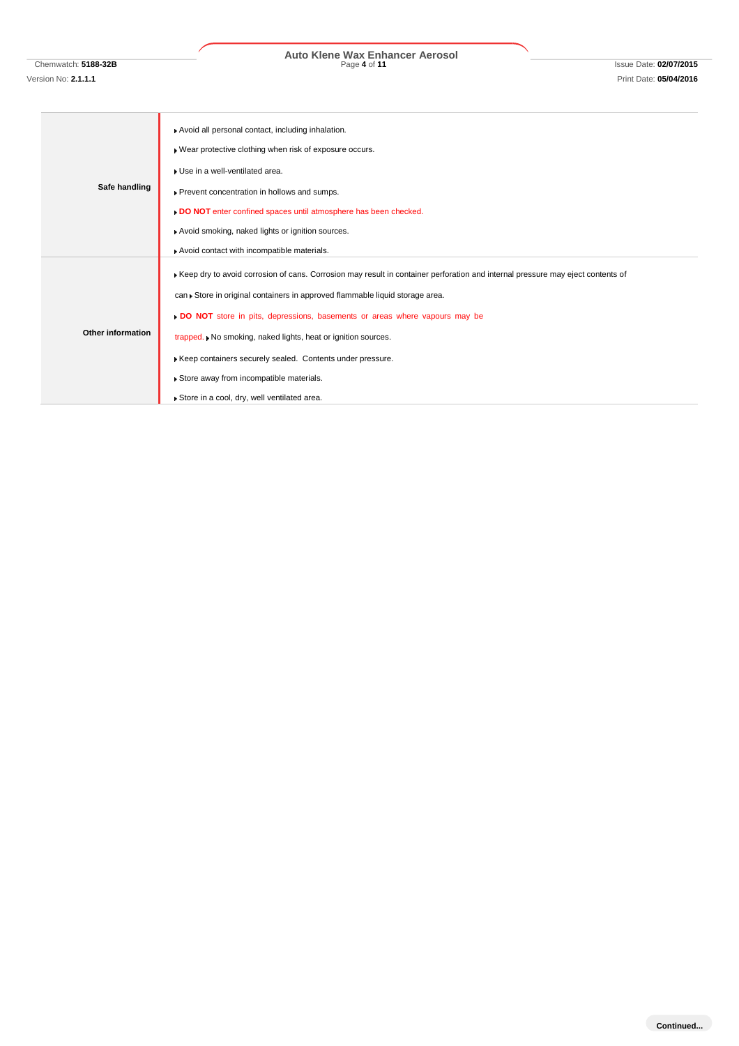| | |
|---|---|
| **Safe handling** | ▸ Avoid all personal contact, including inhalation.<br>▸ Wear protective clothing when risk of exposure occurs.<br>▸ Use in a well-ventilated area.<br>▸ Prevent concentration in hollows and sumps.<br>▸ **DO NOT** enter confined spaces until atmosphere has been checked.<br>▸ Avoid smoking, naked lights or ignition sources.<br>▸ Avoid contact with incompatible materials. |
| **Other information** | ▸ Keep dry to avoid corrosion of cans. Corrosion may result in container perforation and internal pressure may eject contents of can ▸ Store in original containers in approved flammable liquid storage area.<br>▸ **DO NOT** store in pits, depressions, basements or areas where vapours may be trapped. ▸ No smoking, naked lights, heat or ignition sources.<br>▸ Keep containers securely sealed. Contents under pressure.<br>▸ Store away from incompatible materials.<br>▸ Store in a cool, dry, well ventilated area. |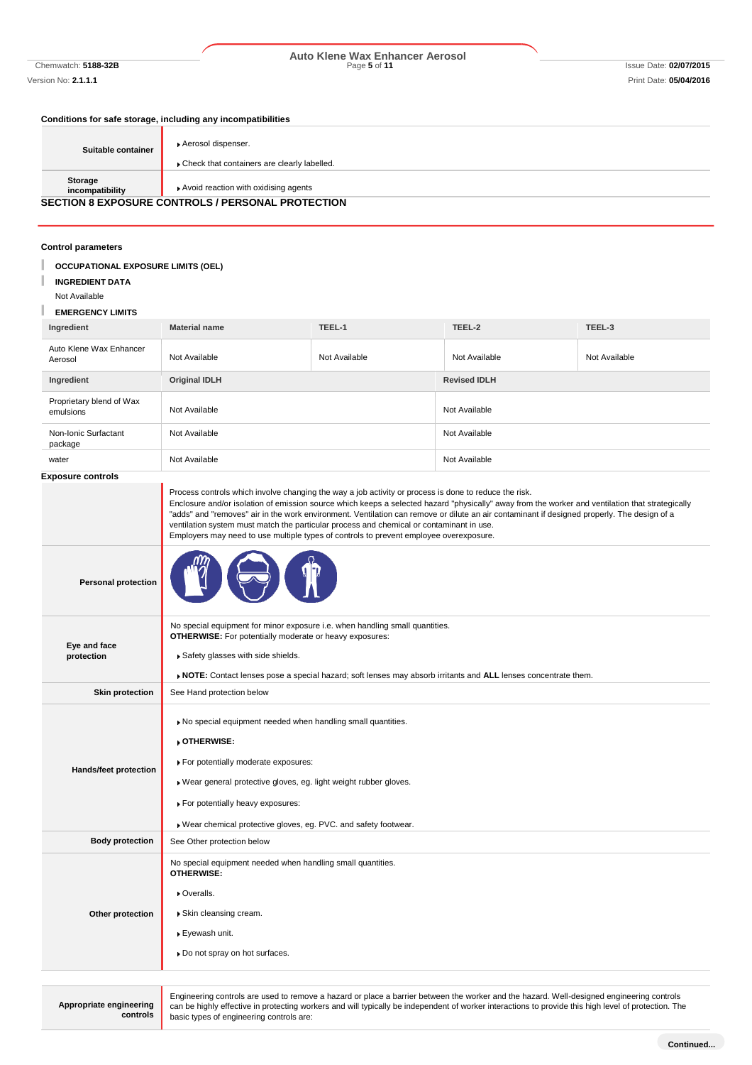**Conditions for safe storage, including any incompatibilities**

| | |
|---|---|
| **Suitable container** | Aerosol dispenser.<br>Check that containers are clearly labelled. |
| **Storage incompatibility** | Avoid reaction with oxidising agents |

## SECTION 8 EXPOSURE CONTROLS / PERSONAL PROTECTION

**Control parameters**

**OCCUPATIONAL EXPOSURE LIMITS (OEL)**

**INGREDIENT DATA**

Not Available

**EMERGENCY LIMITS**

| Ingredient | Material name | TEEL-1 | TEEL-2 | TEEL-3 |
|---|---|---|---|---|
| Auto Klene Wax Enhancer Aerosol | Not Available | Not Available | Not Available | Not Available |

| Ingredient | Original IDLH | Revised IDLH |
|---|---|---|
| Proprietary blend of Wax emulsions | Not Available | Not Available |
| Non-Ionic Surfactant package | Not Available | Not Available |
| water | Not Available | Not Available |

**Exposure controls**

| | |
|---|---|
| | Process controls which involve changing the way a job activity or process is done to reduce the risk.<br>Enclosure and/or isolation of emission source which keeps a selected hazard "physically" away from the worker and ventilation that strategically "adds" and "removes" air in the work environment. Ventilation can remove or dilute an air contaminant if designed properly. The design of a ventilation system must match the particular process and chemical or contaminant in use.<br>Employers may need to use multiple types of controls to prevent employee overexposure. |
| **Personal protection** | |
| **Eye and face protection** | No special equipment for minor exposure i.e. when handling small quantities.<br>**OTHERWISE:** For potentially moderate or heavy exposures:<br>Safety glasses with side shields.<br>**NOTE:** Contact lenses pose a special hazard; soft lenses may absorb irritants and **ALL** lenses concentrate them. |
| **Skin protection** | See Hand protection below |
| **Hands/feet protection** | No special equipment needed when handling small quantities.<br>**OTHERWISE:**<br>For potentially moderate exposures:<br>Wear general protective gloves, eg. light weight rubber gloves.<br>For potentially heavy exposures:<br>Wear chemical protective gloves, eg. PVC. and safety footwear. |
| **Body protection** | See Other protection below |
| **Other protection** | No special equipment needed when handling small quantities.<br>**OTHERWISE:**<br>Overalls.<br>Skin cleansing cream.<br>Eyewash unit.<br>Do not spray on hot surfaces. |

| | |
|---|---|
| **Appropriate engineering controls** | Engineering controls are used to remove a hazard or place a barrier between the worker and the hazard. Well-designed engineering controls can be highly effective in protecting workers and will typically be independent of worker interactions to provide this high level of protection. The basic types of engineering controls are: |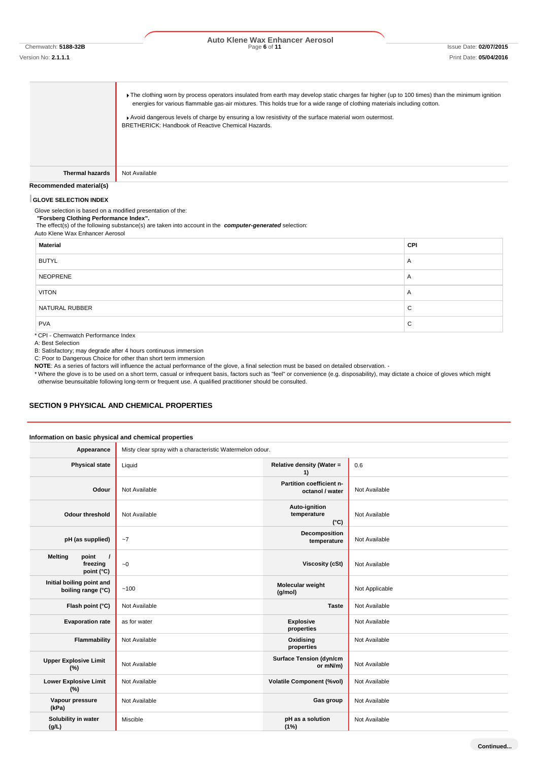| | |
|---|---|
| | ▸The clothing worn by process operators insulated from earth may develop static charges far higher (up to 100 times) than the minimum ignition energies for various flammable gas-air mixtures. This holds true for a wide range of clothing materials including cotton.<br>▸Avoid dangerous levels of charge by ensuring a low resistivity of the surface material worn outermost.<br>BRETHERICK: Handbook of Reactive Chemical Hazards. |
| **Thermal hazards** | Not Available |

**Recommended material(s)**

**GLOVE SELECTION INDEX**

Glove selection is based on a modified presentation of the:
***"Forsberg Clothing Performance Index".***
The effect(s) of the following substance(s) are taken into account in the ***computer-generated*** selection:
Auto Klene Wax Enhancer Aerosol

| Material | CPI |
|---|---|
| BUTYL | A |
| NEOPRENE | A |
| VITON | A |
| NATURAL RUBBER | C |
| PVA | C |

* CPI - Chemwatch Performance Index
A: Best Selection
B: Satisfactory; may degrade after 4 hours continuous immersion
C: Poor to Dangerous Choice for other than short term immersion
**NOTE**: As a series of factors will influence the actual performance of the glove, a final selection must be based on detailed observation. -
* Where the glove is to be used on a short term, casual or infrequent basis, factors such as "feel" or convenience (e.g. disposability), may dictate a choice of gloves which might otherwise beunsuitable following long-term or frequent use. A qualified practitioner should be consulted.

## SECTION 9 PHYSICAL AND CHEMICAL PROPERTIES

### Information on basic physical and chemical properties

| | | | |
|---|---|---|---|
| **Appearance** | Misty clear spray with a characteristic Watermelon odour. | | |
| **Physical state** | Liquid | **Relative density (Water = 1)** | 0.6 |
| **Odour** | Not Available | **Partition coefficient n-octanol / water** | Not Available |
| **Odour threshold** | Not Available | **Auto-ignition temperature (°C)** | Not Available |
| **pH (as supplied)** | ~7 | **Decomposition temperature** | Not Available |
| **Melting point / freezing point (°C)** | ~0 | **Viscosity (cSt)** | Not Available |
| **Initial boiling point and boiling range (°C)** | ~100 | **Molecular weight (g/mol)** | Not Applicable |
| **Flash point (°C)** | Not Available | **Taste** | Not Available |
| **Evaporation rate** | as for water | **Explosive properties** | Not Available |
| **Flammability** | Not Available | **Oxidising properties** | Not Available |
| **Upper Explosive Limit (%)** | Not Available | **Surface Tension (dyn/cm or mN/m)** | Not Available |
| **Lower Explosive Limit (%)** | Not Available | **Volatile Component (%vol)** | Not Available |
| **Vapour pressure (kPa)** | Not Available | **Gas group** | Not Available |
| **Solubility in water (g/L)** | Miscible | **pH as a solution (1%)** | Not Available |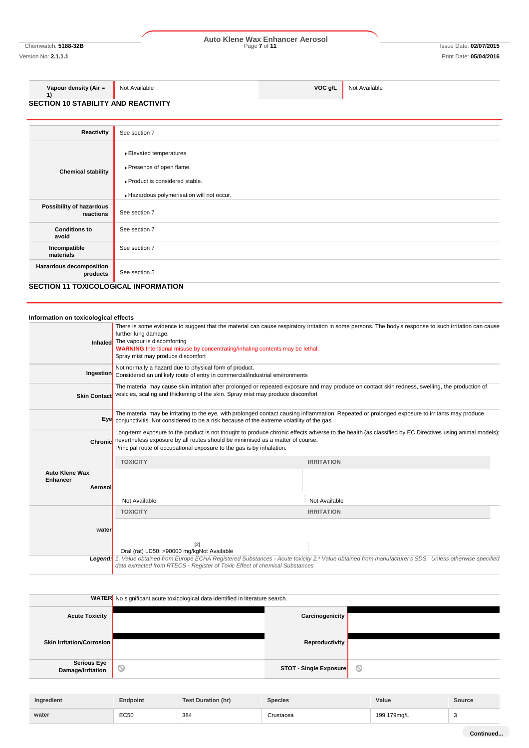| | | | |
|---|---|---|---|
| Vapour density (Air = 1) | Not Available | VOC g/L | Not Available |

## SECTION 10 STABILITY AND REACTIVITY

| | |
|---|---|
| Reactivity | See section 7 |
| Chemical stability | Elevated temperatures.<br>Presence of open flame.<br>Product is considered stable.<br>Hazardous polymerisation will not occur. |
| Possibility of hazardous reactions | See section 7 |
| Conditions to avoid | See section 7 |
| Incompatible materials | See section 7 |
| Hazardous decomposition products | See section 5 |

## SECTION 11 TOXICOLOGICAL INFORMATION

**Information on toxicological effects**

| | |
|---|---|
| Inhaled | There is some evidence to suggest that the material can cause respiratory irritation in some persons. The body's response to such irritation can cause further lung damage.<br>The vapour is discomforting<br>**WARNING**:Intentional misuse by concentrating/inhaling contents may be lethal.<br>Spray mist may produce discomfort |
| Ingestion | Not normally a hazard due to physical form of product.<br>Considered an unlikely route of entry in commercial/industrial environments |
| Skin Contact | The material may cause skin irritation after prolonged or repeated exposure and may produce on contact skin redness, swelling, the production of vesicles, scaling and thickening of the skin. Spray mist may produce discomfort |
| Eye | The material may be irritating to the eye, with prolonged contact causing inflammation. Repeated or prolonged exposure to irritants may produce conjunctivitis. Not considered to be a risk because of the extreme volatility of the gas. |
| Chronic | Long-term exposure to the product is not thought to produce chronic effects adverse to the health (as classified by EC Directives using animal models); nevertheless exposure by all routes should be minimised as a matter of course.<br>Principal route of occupational exposure to the gas is by inhalation. |

| | TOXICITY | IRRITATION |
|---|---|---|
| Auto Klene Wax Enhancer Aerosol | Not Available | Not Available |

| | TOXICITY | IRRITATION |
|---|---|---|
| water | Oral (rat) LD50: >90000 mg/kg[2] | Not Available |

*Legend: 1. Value obtained from Europe ECHA Registered Substances - Acute toxicity 2.* Value obtained from manufacturer's SDS. Unless otherwise specified data extracted from RTECS - Register of Toxic Effect of chemical Substances*

**WATER** No significant acute toxicological data identified in literature search.

| | | | |
|---|---|---|---|
| Acute Toxicity | | Carcinogenicity | |
| Skin Irritation/Corrosion | | Reproductivity | |
| Serious Eye Damage/Irritation | ⦸ | STOT - Single Exposure | ⦸ |

| Ingredient | Endpoint | Test Duration (hr) | Species | Value | Source |
|---|---|---|---|---|---|
| water | EC50 | 384 | Crustacea | 199.179mg/L | 3 |

Continued...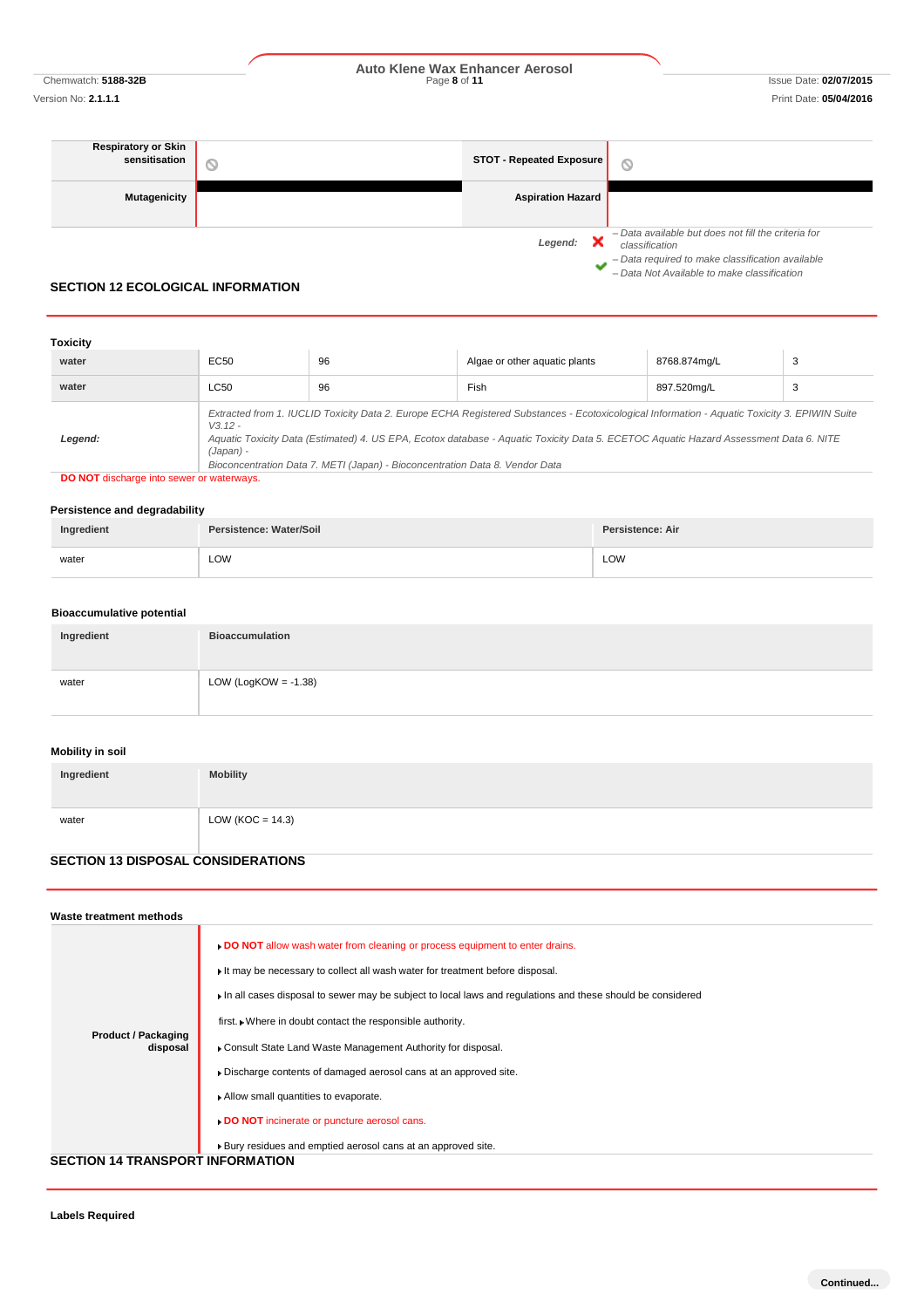| | | | |
|---|---|---|---|
| **Respiratory or Skin sensitisation** | ⃠ | **STOT - Repeated Exposure** | ⃠ |
| **Mutagenicity** | | **Aspiration Hazard** | |

*Legend:* ✘ – Data available but does not fill the criteria for classification
✔ – Data required to make classification available
⃠ – Data Not Available to make classification

## SECTION 12 ECOLOGICAL INFORMATION

### Toxicity

| | | | | | |
|---|---|---|---|---|---|
| **water** | EC50 | 96 | Algae or other aquatic plants | 8768.874mg/L | 3 |
| **water** | LC50 | 96 | Fish | 897.520mg/L | 3 |
| ***Legend:*** | *Extracted from 1. IUCLID Toxicity Data 2. Europe ECHA Registered Substances - Ecotoxicological Information - Aquatic Toxicity 3. EPIWIN Suite V3.12 - Aquatic Toxicity Data (Estimated) 4. US EPA, Ecotox database - Aquatic Toxicity Data 5. ECETOC Aquatic Hazard Assessment Data 6. NITE (Japan) - Bioconcentration Data 7. METI (Japan) - Bioconcentration Data 8. Vendor Data* | | | | |

**DO NOT** discharge into sewer or waterways.

### Persistence and degradability

| Ingredient | Persistence: Water/Soil | Persistence: Air |
|---|---|---|
| water | LOW | LOW |

### Bioaccumulative potential

| Ingredient | Bioaccumulation |
|---|---|
| water | LOW (LogKOW = -1.38) |

### Mobility in soil

| Ingredient | Mobility |
|---|---|
| water | LOW (KOC = 14.3) |

## SECTION 13 DISPOSAL CONSIDERATIONS

### Waste treatment methods

| | |
|---|---|
| **Product / Packaging disposal** | ▸ **DO NOT** allow wash water from cleaning or process equipment to enter drains.<br>▸ It may be necessary to collect all wash water for treatment before disposal.<br>▸ In all cases disposal to sewer may be subject to local laws and regulations and these should be considered first.<br>▸ Where in doubt contact the responsible authority.<br>▸ Consult State Land Waste Management Authority for disposal.<br>▸ Discharge contents of damaged aerosol cans at an approved site.<br>▸ Allow small quantities to evaporate.<br>▸ **DO NOT** incinerate or puncture aerosol cans.<br>▸ Bury residues and emptied aerosol cans at an approved site. |

## SECTION 14 TRANSPORT INFORMATION

### Labels Required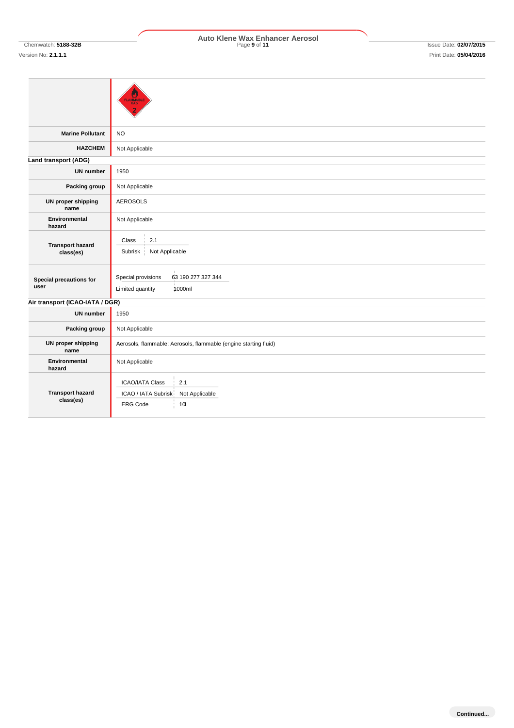| | |
|---|---|
| | |
| **Marine Pollutant** | NO |
| **HAZCHEM** | Not Applicable |

**Land transport (ADG)**

| | |
|---|---|
| **UN number** | 1950 |
| **Packing group** | Not Applicable |
| **UN proper shipping name** | AEROSOLS |
| **Environmental hazard** | Not Applicable |
| **Transport hazard class(es)** | Class: 2.1<br>Subrisk: Not Applicable |
| **Special precautions for user** | Special provisions: 63 190 277 327 344<br>Limited quantity: 1000ml |

**Air transport (ICAO-IATA / DGR)**

| | |
|---|---|
| **UN number** | 1950 |
| **Packing group** | Not Applicable |
| **UN proper shipping name** | Aerosols, flammable; Aerosols, flammable (engine starting fluid) |
| **Environmental hazard** | Not Applicable |
| **Transport hazard class(es)** | ICAO/IATA Class: 2.1<br>ICAO / IATA Subrisk: Not Applicable<br>ERG Code: 10L |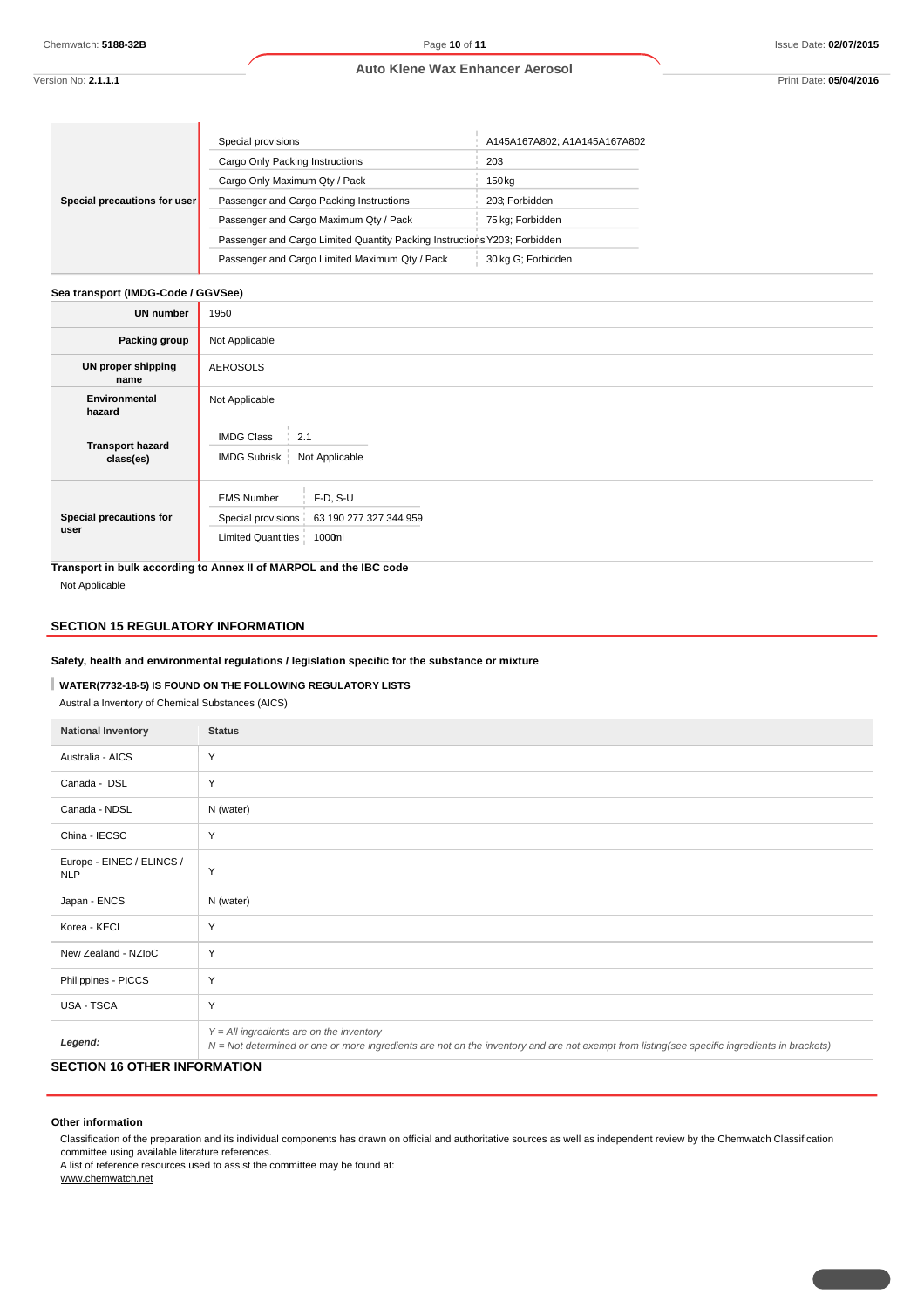| | | |
|---|---|---|
| Special precautions for user | Special provisions | A145A167A802; A1A145A167A802 |
| | Cargo Only Packing Instructions | 203 |
| | Cargo Only Maximum Qty / Pack | 150 kg |
| | Passenger and Cargo Packing Instructions | 203; Forbidden |
| | Passenger and Cargo Maximum Qty / Pack | 75 kg; Forbidden |
| | Passenger and Cargo Limited Quantity Packing Instructions | Y203; Forbidden |
| | Passenger and Cargo Limited Maximum Qty / Pack | 30 kg G; Forbidden |

**Sea transport (IMDG-Code / GGVSee)**

| | |
|---|---|
| UN number | 1950 |
| Packing group | Not Applicable |
| UN proper shipping name | AEROSOLS |
| Environmental hazard | Not Applicable |
| Transport hazard class(es) | IMDG Class: 2.1<br>IMDG Subrisk: Not Applicable |
| Special precautions for user | EMS Number: F-D, S-U<br>Special provisions: 63 190 277 327 344 959<br>Limited Quantities: 1000ml |

**Transport in bulk according to Annex II of MARPOL and the IBC code**

Not Applicable

## SECTION 15 REGULATORY INFORMATION

**Safety, health and environmental regulations / legislation specific for the substance or mixture**

**WATER(7732-18-5) IS FOUND ON THE FOLLOWING REGULATORY LISTS**

Australia Inventory of Chemical Substances (AICS)

| National Inventory | Status |
|---|---|
| Australia - AICS | Y |
| Canada - DSL | Y |
| Canada - NDSL | N (water) |
| China - IECSC | Y |
| Europe - EINEC / ELINCS / NLP | Y |
| Japan - ENCS | N (water) |
| Korea - KECI | Y |
| New Zealand - NZIoC | Y |
| Philippines - PICCS | Y |
| USA - TSCA | Y |
| *Legend:* | *Y = All ingredients are on the inventory*<br>*N = Not determined or one or more ingredients are not on the inventory and are not exempt from listing(see specific ingredients in brackets)* |

## SECTION 16 OTHER INFORMATION

**Other information**

Classification of the preparation and its individual components has drawn on official and authoritative sources as well as independent review by the Chemwatch Classification committee using available literature references.

A list of reference resources used to assist the committee may be found at:

www.chemwatch.net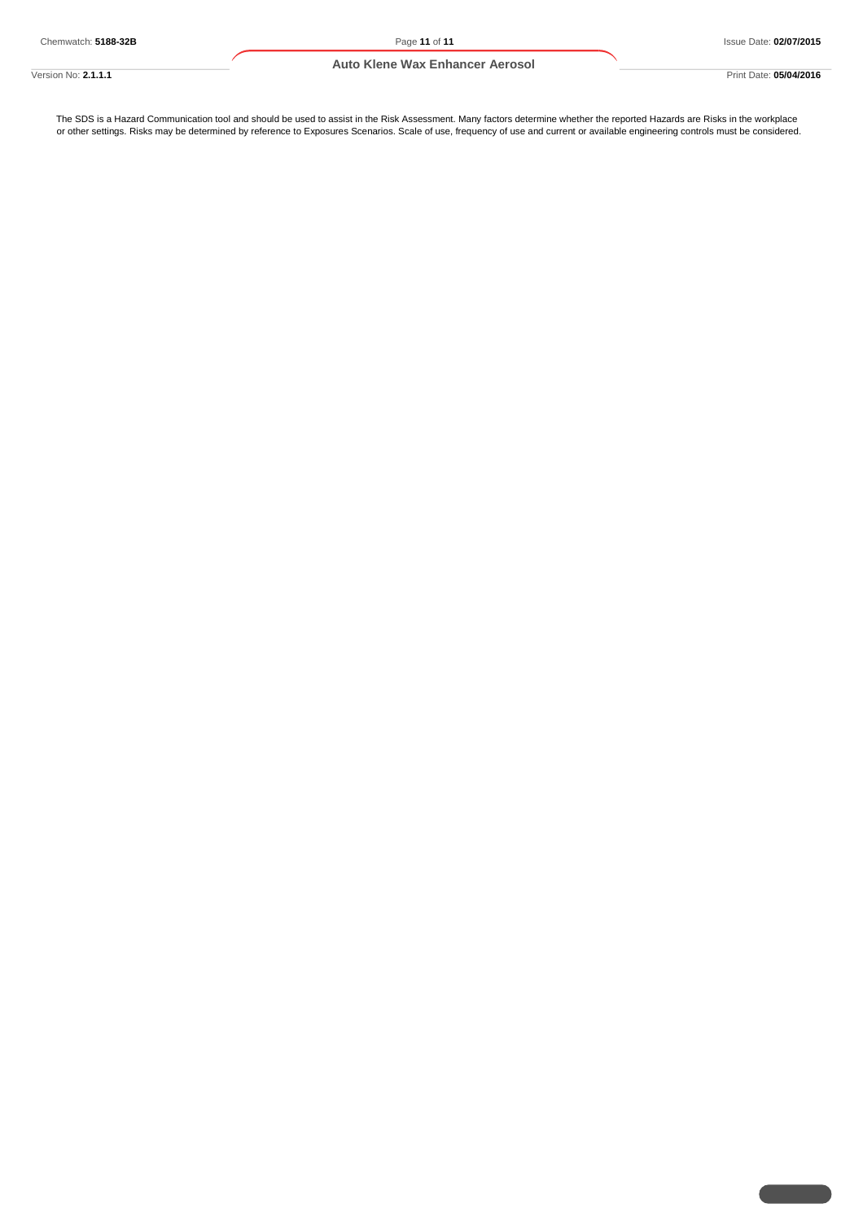The SDS is a Hazard Communication tool and should be used to assist in the Risk Assessment. Many factors determine whether the reported Hazards are Risks in the workplace or other settings. Risks may be determined by reference to Exposures Scenarios. Scale of use, frequency of use and current or available engineering controls must be considered.